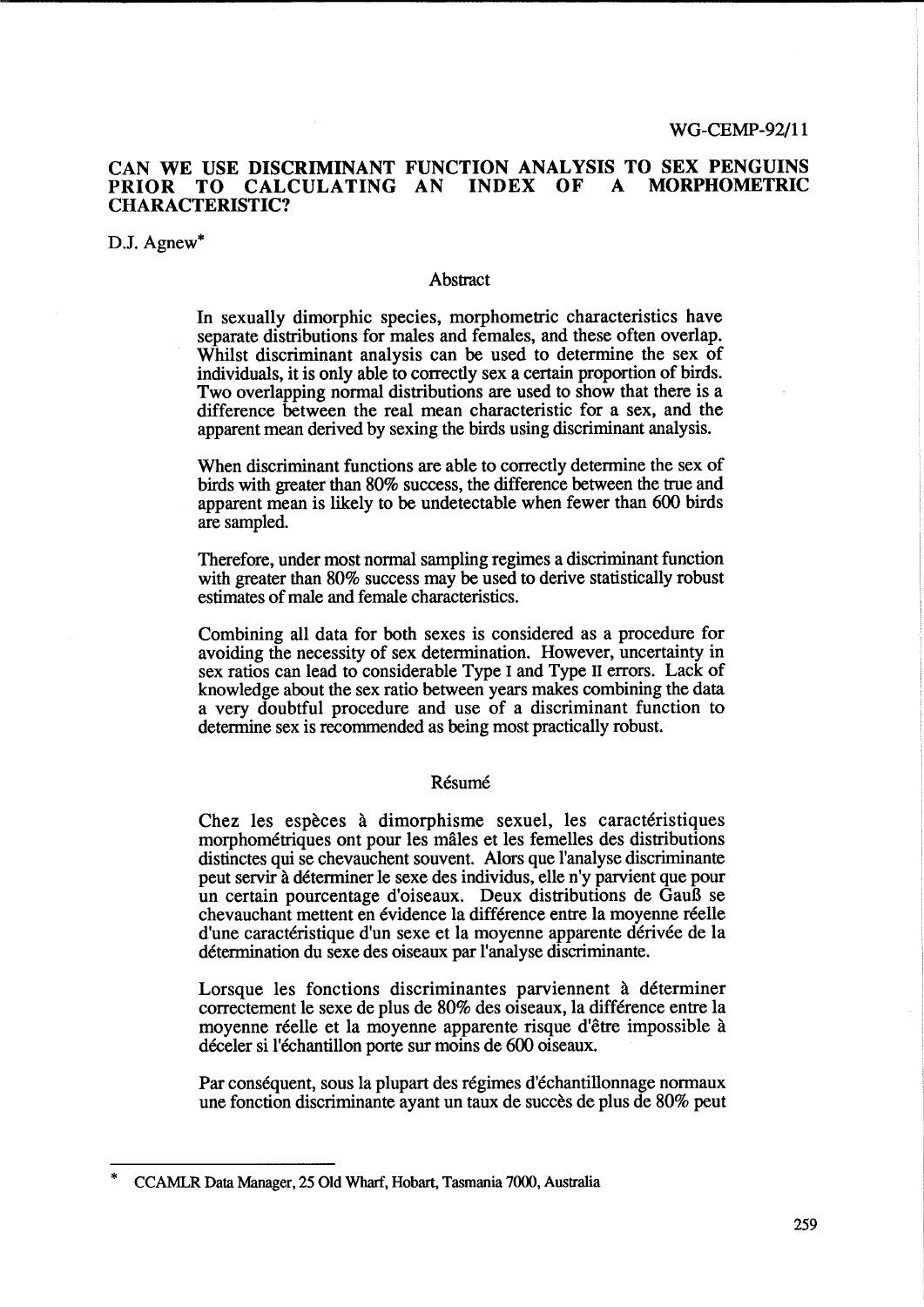WG-CEMP-92/11

# CAN WE USE DISCRIMINANT FUNCTION ANALYSIS TO SEX PENGUINS PRIOR TO CALCULATING AN INDEX OF A MORPHOMETRIC CHARACTERISTIC?

D.J. Agnew*

## Abstract

In sexually dimorphic species, morphometric characteristics have separate distributions for males and females, and these often overlap. Whilst discriminant analysis can be used to determine the sex of individuals, it is only able to correctly sex a certain proportion of birds. Two overlapping normal distributions are used to show that there is a difference between the real mean characteristic for a sex, and the apparent mean derived by sexing the birds using discriminant analysis.

When discriminant functions are able to correctly determine the sex of birds with greater than 80% success, the difference between the true and apparent mean is likely to be undetectable when fewer than 600 birds are sampled.

Therefore, under most normal sampling regimes a discriminant function with greater than 80% success may be used to derive statistically robust estimates of male and female characteristics.

Combining all data for both sexes is considered as a procedure for avoiding the necessity of sex determination. However, uncertainty in sex ratios can lead to considerable Type I and Type II errors. Lack of knowledge about the sex ratio between years makes combining the data a very doubtful procedure and use of a discriminant function to determine sex is recommended as being most practically robust.

## Résumé

Chez les espèces à dimorphisme sexuel, les caractéristiques morphométriques ont pour les mâles et les femelles des distributions distinctes qui se chevauchent souvent. Alors que l'analyse discriminante peut servir à déterminer le sexe des individus, elle n'y parvient que pour un certain pourcentage d'oiseaux. Deux distributions de Gauß se chevauchant mettent en évidence la différence entre la moyenne réelle d'une caractéristique d'un sexe et la moyenne apparente dérivée de la détermination du sexe des oiseaux par l'analyse discriminante.

Lorsque les fonctions discriminantes parviennent à déterminer correctement le sexe de plus de 80% des oiseaux, la différence entre la moyenne réelle et la moyenne apparente risque d'être impossible à déceler si l'échantillon porte sur moins de 600 oiseaux.

Par conséquent, sous la plupart des régimes d'échantillonnage normaux une fonction discriminante ayant un taux de succès de plus de 80% peut

---

\* CCAMLR Data Manager, 25 Old Wharf, Hobart, Tasmania 7000, Australia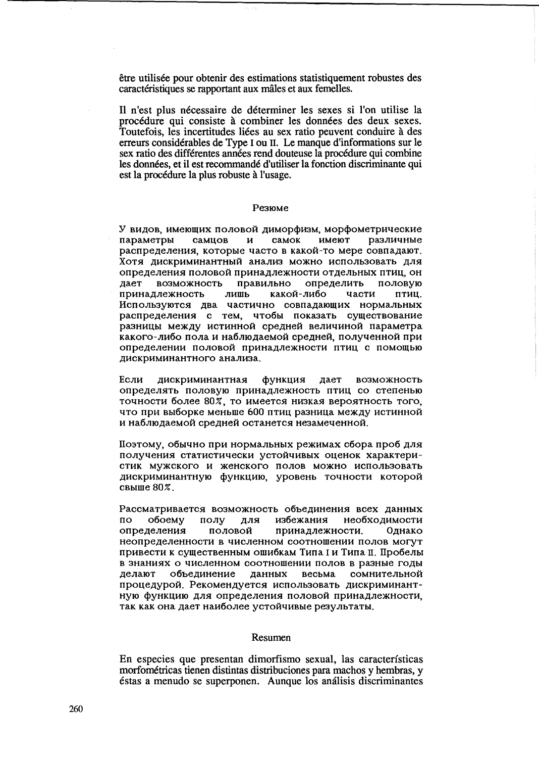être utilisée pour obtenir des estimations statistiquement robustes des caractéristiques se rapportant aux mâles et aux femelles.

Il n'est plus nécessaire de déterminer les sexes si l'on utilise la procédure qui consiste à combiner les données des deux sexes. Toutefois, les incertitudes liées au sex ratio peuvent conduire à des erreurs considérables de Type I ou II. Le manque d'informations sur le sex ratio des différentes années rend douteuse la procédure qui combine les données, et il est recommandé d'utiliser la fonction discriminante qui est la procédure la plus robuste à l'usage.

## Резюме

У видов, имеющих половой диморфизм, морфометрические параметры самцов и самок имеют различные распределения, которые часто в какой-то мере совпадают. Хотя дискриминантный анализ можно использовать для определения половой принадлежности отдельных птиц, он дает возможность правильно определить половую принадлежность лишь какой-либо части птиц. Используются два частично совпадающих нормальных распределения с тем, чтобы показать существование разницы между истинной средней величиной параметра какого-либо пола и наблюдаемой средней, полученной при определении половой принадлежности птиц с помощью дискриминантного анализа.

Если дискриминантная функция дает возможность определять половую принадлежность птиц со степенью точности более 80%, то имеется низкая вероятность того, что при выборке меньше 600 птиц разница между истинной и наблюдаемой средней останется незамеченной.

Поэтому, обычно при нормальных режимах сбора проб для получения статистически устойчивых оценок характеристик мужского и женского полов можно использовать дискриминантную функцию, уровень точности которой свыше 80%.

Рассматривается возможность объединения всех данных по обоему полу для избежания необходимости определения половой принадлежности. Однако неопределенности в численном соотношении полов могут привести к существенным ошибкам Типа I и Типа II. Пробелы в знаниях о численном соотношении полов в разные годы делают объединение данных весьма сомнительной процедурой. Рекомендуется использовать дискриминантную функцию для определения половой принадлежности, так как она дает наиболее устойчивые результаты.

## Resumen

En especies que presentan dimorfismo sexual, las características morfométricas tienen distintas distribuciones para machos y hembras, y éstas a menudo se superponen. Aunque los análisis discriminantes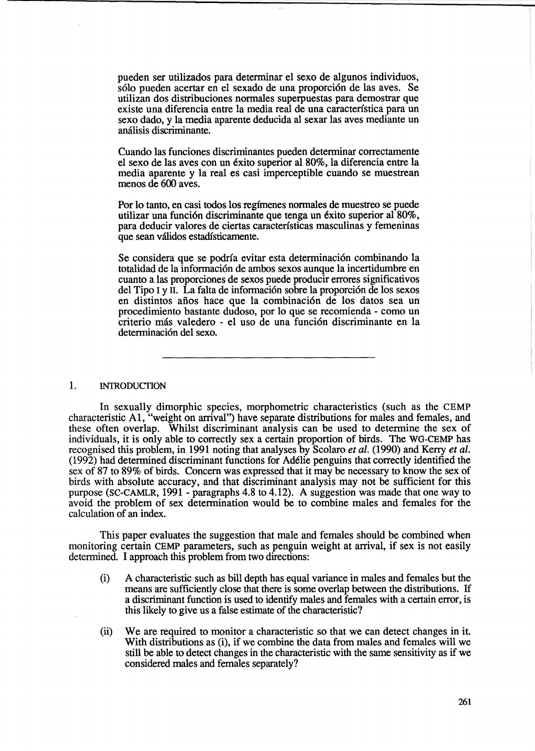pueden ser utilizados para determinar el sexo de algunos individuos, sólo pueden acertar en el sexado de una proporción de las aves. Se utilizan dos distribuciones normales superpuestas para demostrar que existe una diferencia entre la media real de una característica para un sexo dado, y la media aparente deducida al sexar las aves mediante un análisis discriminante.

Cuando las funciones discriminantes pueden determinar correctamente el sexo de las aves con un éxito superior al 80%, la diferencia entre la media aparente y la real es casi imperceptible cuando se muestrean menos de 600 aves.

Por lo tanto, en casi todos los regímenes normales de muestreo se puede utilizar una función discriminante que tenga un éxito superior al 80%, para deducir valores de ciertas características masculinas y femeninas que sean válidos estadísticamente.

Se considera que se podría evitar esta determinación combinando la totalidad de la información de ambos sexos aunque la incertidumbre en cuanto a las proporciones de sexos puede producir errores significativos del Tipo I y II. La falta de información sobre la proporción de los sexos en distintos años hace que la combinación de los datos sea un procedimiento bastante dudoso, por lo que se recomienda - como un criterio más valedero - el uso de una función discriminante en la determinación del sexo.

---

## 1. INTRODUCTION

In sexually dimorphic species, morphometric characteristics (such as the CEMP characteristic A1, "weight on arrival") have separate distributions for males and females, and these often overlap. Whilst discriminant analysis can be used to determine the sex of individuals, it is only able to correctly sex a certain proportion of birds. The WG-CEMP has recognised this problem, in 1991 noting that analyses by Scolaro *et al.* (1990) and Kerry *et al.* (1992) had determined discriminant functions for Adélie penguins that correctly identified the sex of 87 to 89% of birds. Concern was expressed that it may be necessary to know the sex of birds with absolute accuracy, and that discriminant analysis may not be sufficient for this purpose (SC-CAMLR, 1991 - paragraphs 4.8 to 4.12). A suggestion was made that one way to avoid the problem of sex determination would be to combine males and females for the calculation of an index.

This paper evaluates the suggestion that male and females should be combined when monitoring certain CEMP parameters, such as penguin weight at arrival, if sex is not easily determined. I approach this problem from two directions:

(i) A characteristic such as bill depth has equal variance in males and females but the means are sufficiently close that there is some overlap between the distributions. If a discriminant function is used to identify males and females with a certain error, is this likely to give us a false estimate of the characteristic?

(ii) We are required to monitor a characteristic so that we can detect changes in it. With distributions as (i), if we combine the data from males and females will we still be able to detect changes in the characteristic with the same sensitivity as if we considered males and females separately?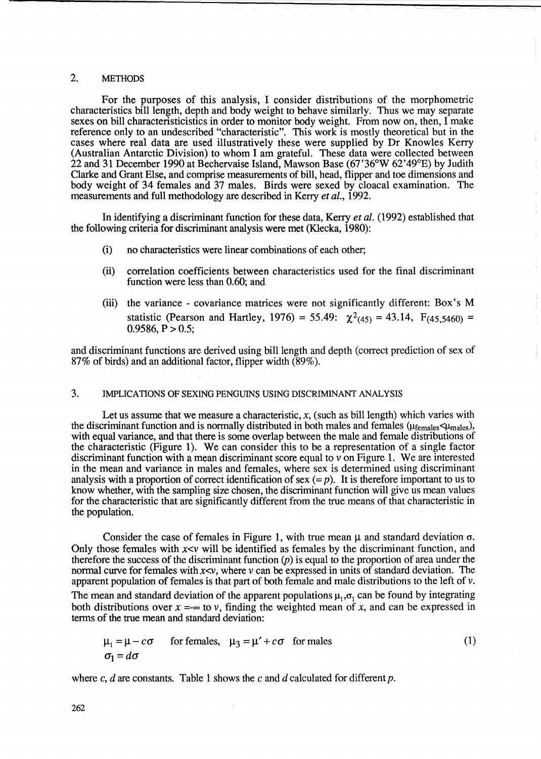## 2. METHODS

For the purposes of this analysis, I consider distributions of the morphometric characteristics bill length, depth and body weight to behave similarly. Thus we may separate sexes on bill characteristicisticics in order to monitor body weight. From now on, then, I make reference only to an undescribed "characteristic". This work is mostly theoretical but in the cases where real data are used illustratively these were supplied by Dr Knowles Kerry (Australian Antarctic Division) to whom I am grateful. These data were collected between 22 and 31 December 1990 at Bechervaise Island, Mawson Base (67'36°W 62'49°E) by Judith Clarke and Grant Else, and comprise measurements of bill, head, flipper and toe dimensions and body weight of 34 females and 37 males. Birds were sexed by cloacal examination. The measurements and full methodology are described in Kerry *et al.*, 1992.

In identifying a discriminant function for these data, Kerry *et al.* (1992) established that the following criteria for discriminant analysis were met (Klecka, 1980):

(i) no characteristics were linear combinations of each other;

(ii) correlation coefficients between characteristics used for the final discriminant function were less than 0.60; and

(iii) the variance - covariance matrices were not significantly different: Box's M statistic (Pearson and Hartley, 1976) = 55.49: $\chi^2_{(45)} = 43.14$, $F_{(45,5460)} = 0.9586$, $P > 0.5$;

and discriminant functions are derived using bill length and depth (correct prediction of sex of 87% of birds) and an additional factor, flipper width (89%).

## 3. IMPLICATIONS OF SEXING PENGUINS USING DISCRIMINANT ANALYSIS

Let us assume that we measure a characteristic, $x$, (such as bill length) which varies with the discriminant function and is normally distributed in both males and females ($\mu_{females} < \mu_{males}$), with equal variance, and that there is some overlap between the male and female distributions of the characteristic (Figure 1). We can consider this to be a representation of a single factor discriminant function with a mean discriminant score equal to $v$ on Figure 1. We are interested in the mean and variance in males and females, where sex is determined using discriminant analysis with a proportion of correct identification of sex ($= p$). It is therefore important to us to know whether, with the sampling size chosen, the discriminant function will give us mean values for the characteristic that are significantly different from the true means of that characteristic in the population.

Consider the case of females in Figure 1, with true mean $\mu$ and standard deviation $\sigma$. Only those females with $x<v$ will be identified as females by the discriminant function, and therefore the success of the discriminant function ($p$) is equal to the proportion of area under the normal curve for females with $x<v$, where $v$ can be expressed in units of standard deviation. The apparent population of females is that part of both female and male distributions to the left of $v$. The mean and standard deviation of the apparent populations $\mu_1, \sigma_1$ can be found by integrating both distributions over $x = -\infty$ to $v$, finding the weighted mean of $x$, and can be expressed in terms of the true mean and standard deviation:

$$\mu_1 = \mu - c\sigma \quad \text{for females,} \quad \mu_3 = \mu' + c\sigma \quad \text{for males} \qquad (1)$$
$$\sigma_1 = d\sigma$$

where $c$, $d$ are constants. Table 1 shows the $c$ and $d$ calculated for different $p$.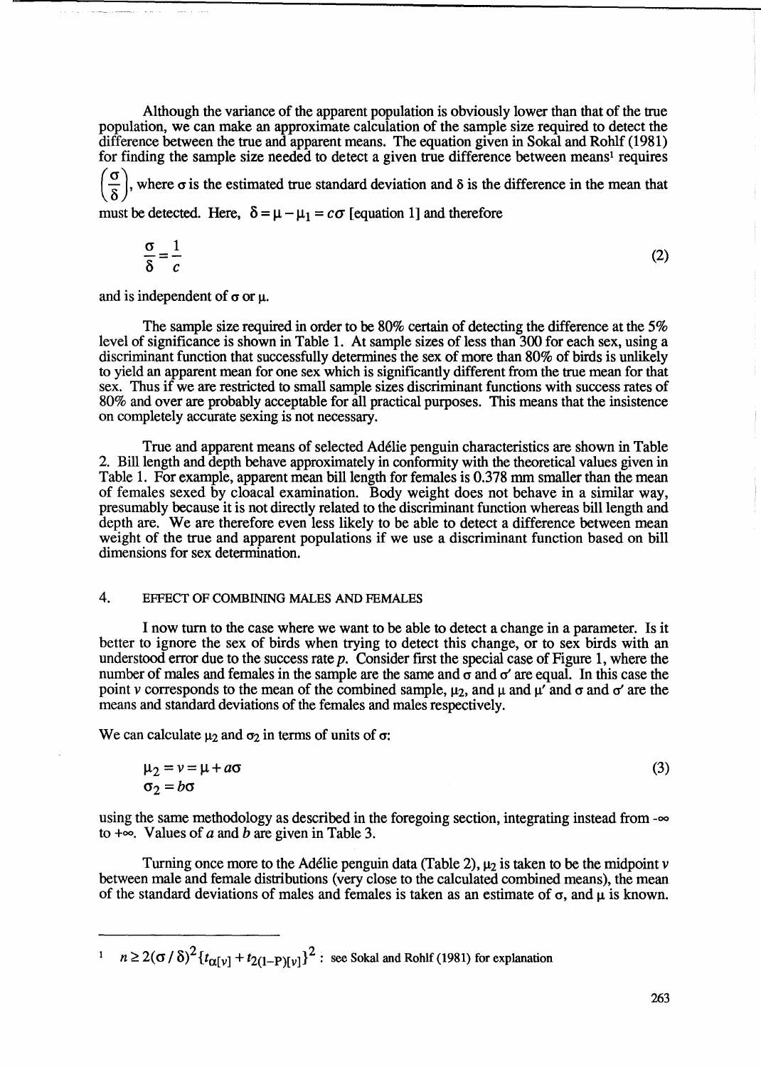Although the variance of the apparent population is obviously lower than that of the true population, we can make an approximate calculation of the sample size required to detect the difference between the true and apparent means. The equation given in Sokal and Rohlf (1981) for finding the sample size needed to detect a given true difference between means[1] requires $\left(\frac{\sigma}{\delta}\right)$, where $\sigma$ is the estimated true standard deviation and $\delta$ is the difference in the mean that must be detected. Here, $\delta = \mu - \mu_1 = c\sigma$ [equation 1] and therefore

$$\frac{\sigma}{\delta} = \frac{1}{c} \tag{2}$$

and is independent of $\sigma$ or $\mu$.

The sample size required in order to be 80% certain of detecting the difference at the 5% level of significance is shown in Table 1. At sample sizes of less than 300 for each sex, using a discriminant function that successfully determines the sex of more than 80% of birds is unlikely to yield an apparent mean for one sex which is significantly different from the true mean for that sex. Thus if we are restricted to small sample sizes discriminant functions with success rates of 80% and over are probably acceptable for all practical purposes. This means that the insistence on completely accurate sexing is not necessary.

True and apparent means of selected Adélie penguin characteristics are shown in Table 2. Bill length and depth behave approximately in conformity with the theoretical values given in Table 1. For example, apparent mean bill length for females is 0.378 mm smaller than the mean of females sexed by cloacal examination. Body weight does not behave in a similar way, presumably because it is not directly related to the discriminant function whereas bill length and depth are. We are therefore even less likely to be able to detect a difference between mean weight of the true and apparent populations if we use a discriminant function based on bill dimensions for sex determination.

## 4. EFFECT OF COMBINING MALES AND FEMALES

I now turn to the case where we want to be able to detect a change in a parameter. Is it better to ignore the sex of birds when trying to detect this change, or to sex birds with an understood error due to the success rate $p$. Consider first the special case of Figure 1, where the number of males and females in the sample are the same and $\sigma$ and $\sigma'$ are equal. In this case the point $v$ corresponds to the mean of the combined sample, $\mu_2$, and $\mu$ and $\mu'$ and $\sigma$ and $\sigma'$ are the means and standard deviations of the females and males respectively.

We can calculate $\mu_2$ and $\sigma_2$ in terms of units of $\sigma$:

$$\mu_2 = v = \mu + a\sigma \tag{3}$$
$$\sigma_2 = b\sigma$$

using the same methodology as described in the foregoing section, integrating instead from $-\infty$ to $+\infty$. Values of $a$ and $b$ are given in Table 3.

Turning once more to the Adélie penguin data (Table 2), $\mu_2$ is taken to be the midpoint $v$ between male and female distributions (very close to the calculated combined means), the mean of the standard deviations of males and females is taken as an estimate of $\sigma$, and $\mu$ is known.

---

[1] $n \geq 2(\sigma/\delta)^2\{t_{\alpha[v]} + t_{2(1-P)[v]}\}^2$ : see Sokal and Rohlf (1981) for explanation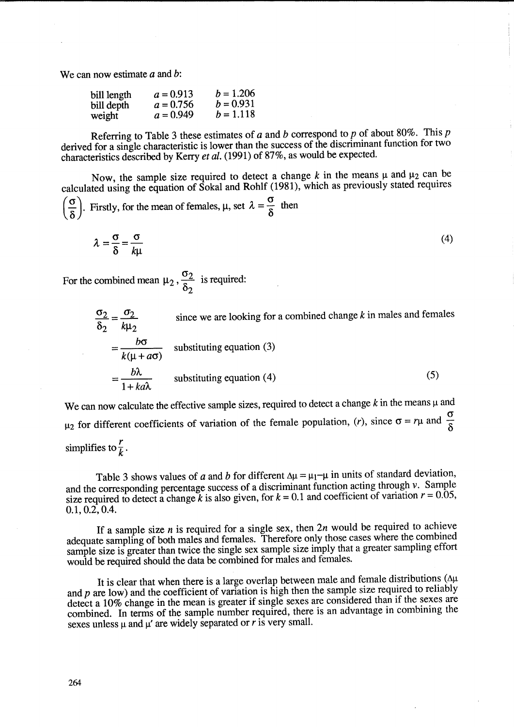We can now estimate $a$ and $b$:

| | | |
|---|---|---|
| bill length | $a = 0.913$ | $b = 1.206$ |
| bill depth | $a = 0.756$ | $b = 0.931$ |
| weight | $a = 0.949$ | $b = 1.118$ |

Referring to Table 3 these estimates of $a$ and $b$ correspond to $p$ of about 80%. This $p$ derived for a single characteristic is lower than the success of the discriminant function for two characteristics described by Kerry *et al.* (1991) of 87%, as would be expected.

Now, the sample size required to detect a change $k$ in the means $\mu$ and $\mu_2$ can be calculated using the equation of Sokal and Rohlf (1981), which as previously stated requires $\left(\frac{\sigma}{\delta}\right)$. Firstly, for the mean of females, $\mu$, set $\lambda = \frac{\sigma}{\delta}$ then

$$\lambda = \frac{\sigma}{\delta} = \frac{\sigma}{k\mu} \tag{4}$$

For the combined mean $\mu_2$, $\frac{\sigma_2}{\delta_2}$ is required:

$$\frac{\sigma_2}{\delta_2} = \frac{\sigma_2}{k\mu_2} \quad \text{since we are looking for a combined change } k \text{ in males and females}$$

$$= \frac{b\sigma}{k(\mu + a\sigma)} \quad \text{substituting equation (3)}$$

$$= \frac{b\lambda}{1 + ka\lambda} \quad \text{substituting equation (4)} \tag{5}$$

We can now calculate the effective sample sizes, required to detect a change $k$ in the means $\mu$ and $\mu_2$ for different coefficients of variation of the female population, ($r$), since $\sigma = r\mu$ and $\frac{\sigma}{\delta}$ simplifies to $\frac{r}{k}$.

Table 3 shows values of $a$ and $b$ for different $\Delta\mu = \mu_1 - \mu$ in units of standard deviation, and the corresponding percentage success of a discriminant function acting through $v$. Sample size required to detect a change $k$ is also given, for $k = 0.1$ and coefficient of variation $r = 0.05$, 0.1, 0.2, 0.4.

If a sample size $n$ is required for a single sex, then $2n$ would be required to achieve adequate sampling of both males and females. Therefore only those cases where the combined sample size is greater than twice the single sex sample size imply that a greater sampling effort would be required should the data be combined for males and females.

It is clear that when there is a large overlap between male and female distributions ($\Delta\mu$ and $p$ are low) and the coefficient of variation is high then the sample size required to reliably detect a 10% change in the mean is greater if single sexes are considered than if the sexes are combined. In terms of the sample number required, there is an advantage in combining the sexes unless $\mu$ and $\mu'$ are widely separated or $r$ is very small.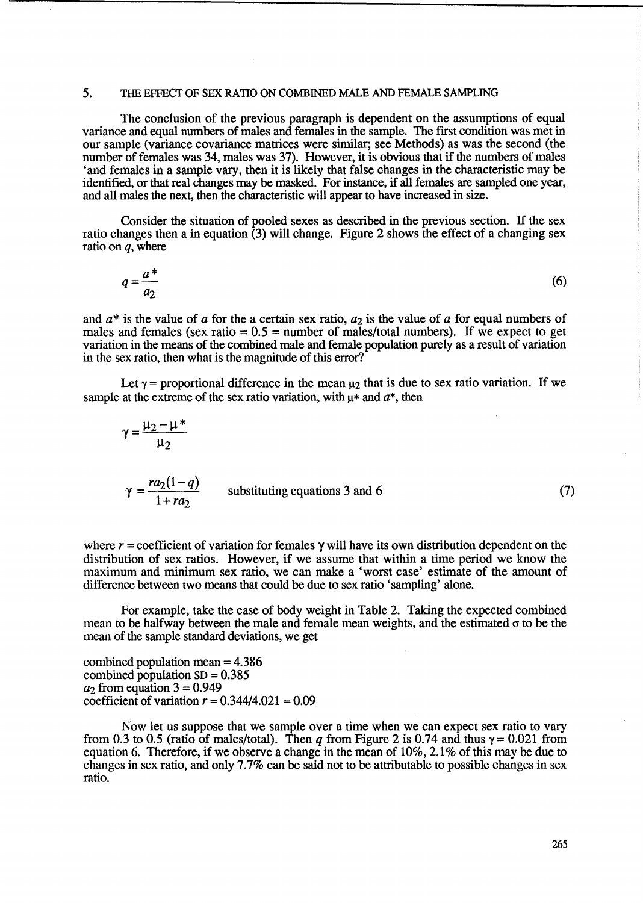## 5. THE EFFECT OF SEX RATIO ON COMBINED MALE AND FEMALE SAMPLING

The conclusion of the previous paragraph is dependent on the assumptions of equal variance and equal numbers of males and females in the sample. The first condition was met in our sample (variance covariance matrices were similar; see Methods) as was the second (the number of females was 34, males was 37). However, it is obvious that if the numbers of males 'and females in a sample vary, then it is likely that false changes in the characteristic may be identified, or that real changes may be masked. For instance, if all females are sampled one year, and all males the next, then the characteristic will appear to have increased in size.

Consider the situation of pooled sexes as described in the previous section. If the sex ratio changes then a in equation (3) will change. Figure 2 shows the effect of a changing sex ratio on $q$, where

$$q = \frac{a^*}{a_2} \tag{6}$$

and $a^*$ is the value of $a$ for the a certain sex ratio, $a_2$ is the value of $a$ for equal numbers of males and females (sex ratio = 0.5 = number of males/total numbers). If we expect to get variation in the means of the combined male and female population purely as a result of variation in the sex ratio, then what is the magnitude of this error?

Let $\gamma$ = proportional difference in the mean $\mu_2$ that is due to sex ratio variation. If we sample at the extreme of the sex ratio variation, with $\mu*$ and $a^*$, then

$$\gamma = \frac{\mu_2 - \mu^*}{\mu_2}$$

$$\gamma = \frac{ra_2(1-q)}{1+ra_2} \qquad \text{substituting equations 3 and 6} \tag{7}$$

where $r$ = coefficient of variation for females $\gamma$ will have its own distribution dependent on the distribution of sex ratios. However, if we assume that within a time period we know the maximum and minimum sex ratio, we can make a 'worst case' estimate of the amount of difference between two means that could be due to sex ratio 'sampling' alone.

For example, take the case of body weight in Table 2. Taking the expected combined mean to be halfway between the male and female mean weights, and the estimated $\sigma$ to be the mean of the sample standard deviations, we get

combined population mean = 4.386
combined population SD = 0.385
$a_2$ from equation 3 = 0.949
coefficient of variation $r$ = 0.344/4.021 = 0.09

Now let us suppose that we sample over a time when we can expect sex ratio to vary from 0.3 to 0.5 (ratio of males/total). Then $q$ from Figure 2 is 0.74 and thus $\gamma$ = 0.021 from equation 6. Therefore, if we observe a change in the mean of 10%, 2.1% of this may be due to changes in sex ratio, and only 7.7% can be said not to be attributable to possible changes in sex ratio.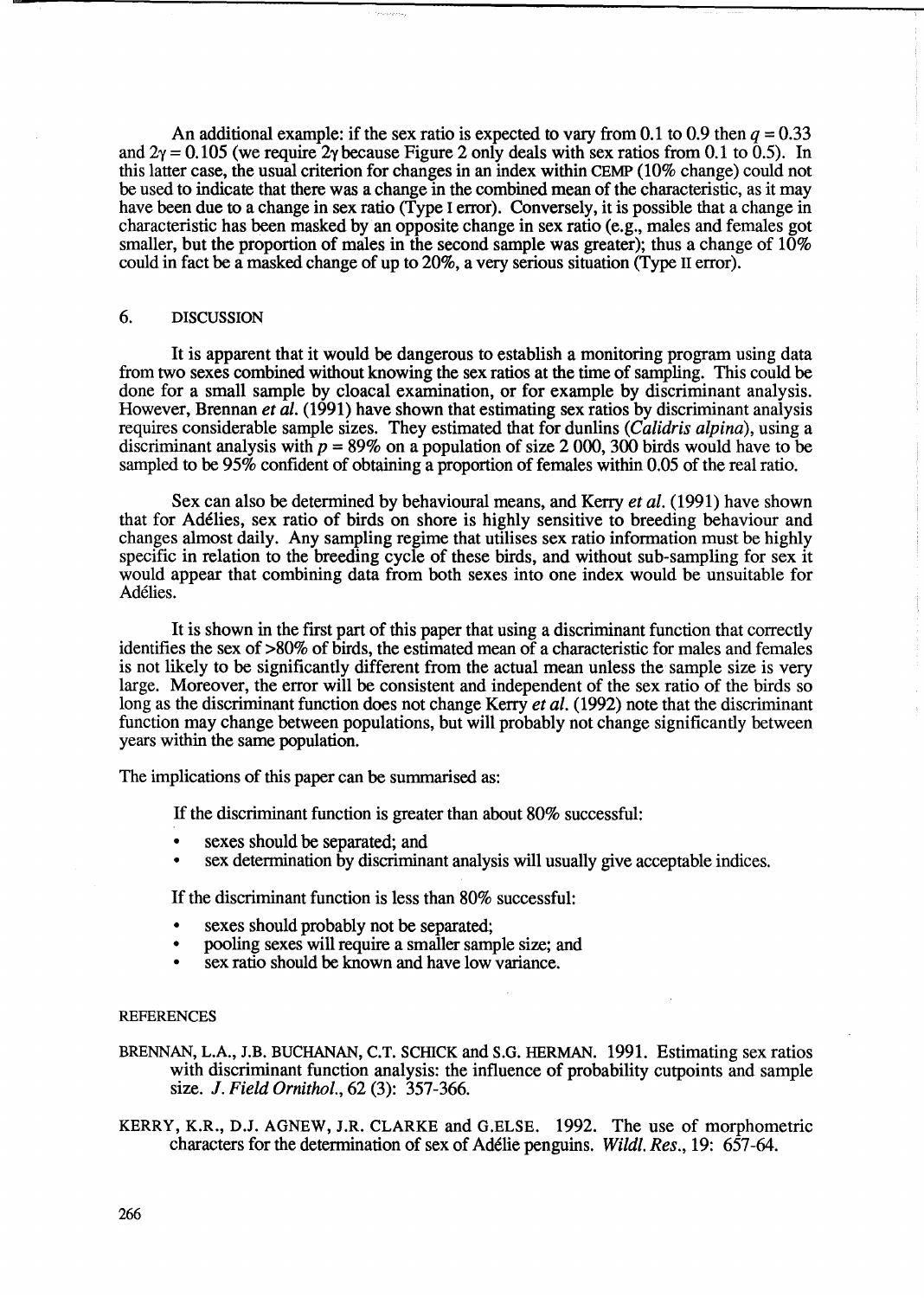An additional example: if the sex ratio is expected to vary from 0.1 to 0.9 then $q = 0.33$ and $2\gamma = 0.105$ (we require $2\gamma$ because Figure 2 only deals with sex ratios from 0.1 to 0.5). In this latter case, the usual criterion for changes in an index within CEMP (10% change) could not be used to indicate that there was a change in the combined mean of the characteristic, as it may have been due to a change in sex ratio (Type I error). Conversely, it is possible that a change in characteristic has been masked by an opposite change in sex ratio (e.g., males and females got smaller, but the proportion of males in the second sample was greater); thus a change of 10% could in fact be a masked change of up to 20%, a very serious situation (Type II error).

## 6. DISCUSSION

It is apparent that it would be dangerous to establish a monitoring program using data from two sexes combined without knowing the sex ratios at the time of sampling. This could be done for a small sample by cloacal examination, or for example by discriminant analysis. However, Brennan *et al.* (1991) have shown that estimating sex ratios by discriminant analysis requires considerable sample sizes. They estimated that for dunlins (*Calidris alpina*), using a discriminant analysis with $p = 89\%$ on a population of size 2 000, 300 birds would have to be sampled to be 95% confident of obtaining a proportion of females within 0.05 of the real ratio.

Sex can also be determined by behavioural means, and Kerry *et al.* (1991) have shown that for Adélies, sex ratio of birds on shore is highly sensitive to breeding behaviour and changes almost daily. Any sampling regime that utilises sex ratio information must be highly specific in relation to the breeding cycle of these birds, and without sub-sampling for sex it would appear that combining data from both sexes into one index would be unsuitable for Adélies.

It is shown in the first part of this paper that using a discriminant function that correctly identifies the sex of >80% of birds, the estimated mean of a characteristic for males and females is not likely to be significantly different from the actual mean unless the sample size is very large. Moreover, the error will be consistent and independent of the sex ratio of the birds so long as the discriminant function does not change Kerry *et al.* (1992) note that the discriminant function may change between populations, but will probably not change significantly between years within the same population.

The implications of this paper can be summarised as:

If the discriminant function is greater than about 80% successful:

- sexes should be separated; and
- sex determination by discriminant analysis will usually give acceptable indices.

If the discriminant function is less than 80% successful:

- sexes should probably not be separated;
- pooling sexes will require a smaller sample size; and
- sex ratio should be known and have low variance.

## REFERENCES

BRENNAN, L.A., J.B. BUCHANAN, C.T. SCHICK and S.G. HERMAN. 1991. Estimating sex ratios with discriminant function analysis: the influence of probability cutpoints and sample size. *J. Field Ornithol.*, 62 (3): 357-366.

KERRY, K.R., D.J. AGNEW, J.R. CLARKE and G.ELSE. 1992. The use of morphometric characters for the determination of sex of Adélie penguins. *Wildl. Res.*, 19: 657-64.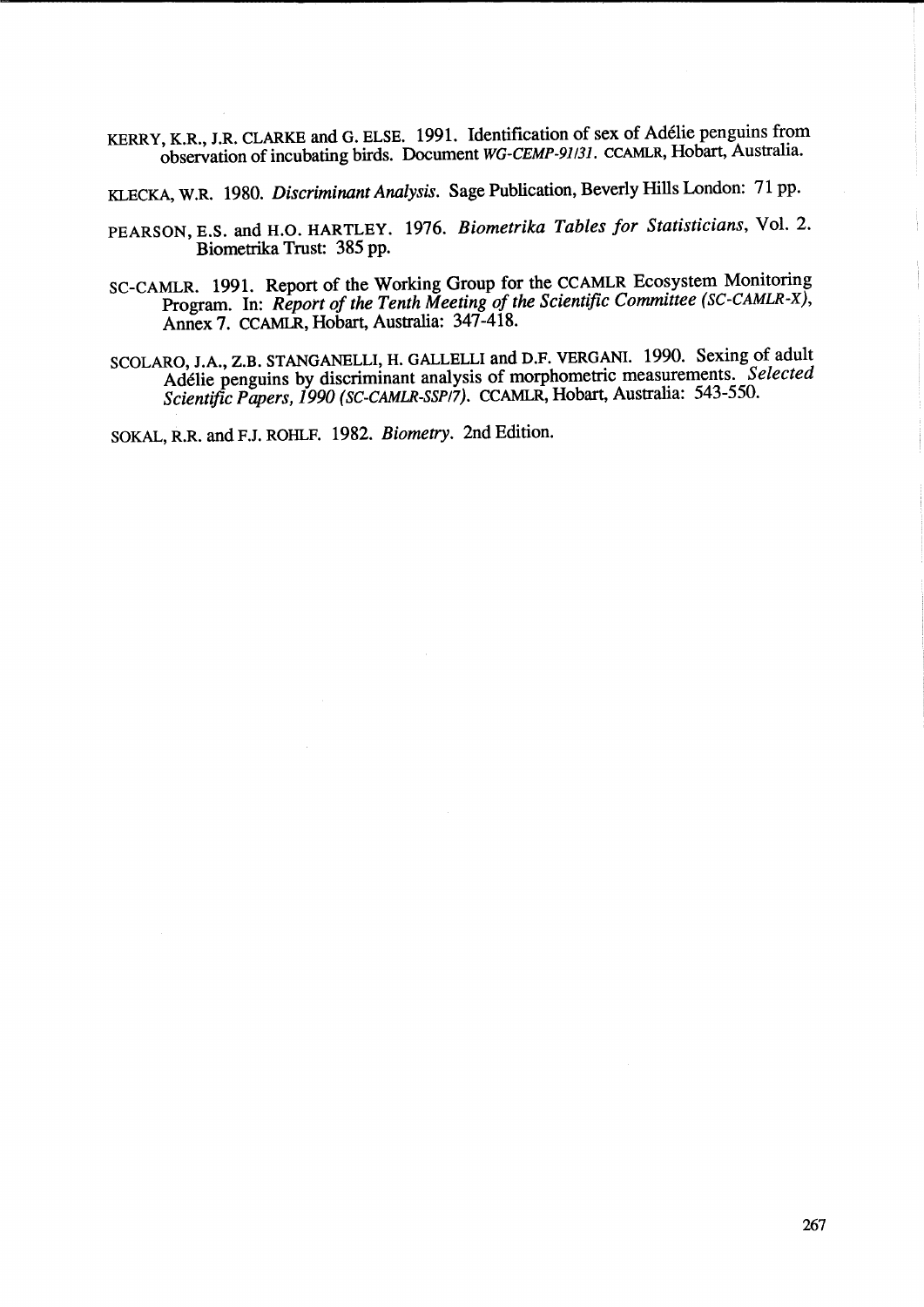KERRY, K.R., J.R. CLARKE and G. ELSE. 1991. Identification of sex of Adélie penguins from observation of incubating birds. Document *WG-CEMP-91/31*. CCAMLR, Hobart, Australia.

KLECKA, W.R. 1980. *Discriminant Analysis*. Sage Publication, Beverly Hills London: 71 pp.

PEARSON, E.S. and H.O. HARTLEY. 1976. *Biometrika Tables for Statisticians*, Vol. 2. Biometrika Trust: 385 pp.

SC-CAMLR. 1991. Report of the Working Group for the CCAMLR Ecosystem Monitoring Program. In: *Report of the Tenth Meeting of the Scientific Committee (SC-CAMLR-X)*, Annex 7. CCAMLR, Hobart, Australia: 347-418.

SCOLARO, J.A., Z.B. STANGANELLI, H. GALLELLI and D.F. VERGANI. 1990. Sexing of adult Adélie penguins by discriminant analysis of morphometric measurements. *Selected Scientific Papers, 1990 (SC-CAMLR-SSP/7)*. CCAMLR, Hobart, Australia: 543-550.

SOKAL, R.R. and F.J. ROHLF. 1982. *Biometry*. 2nd Edition.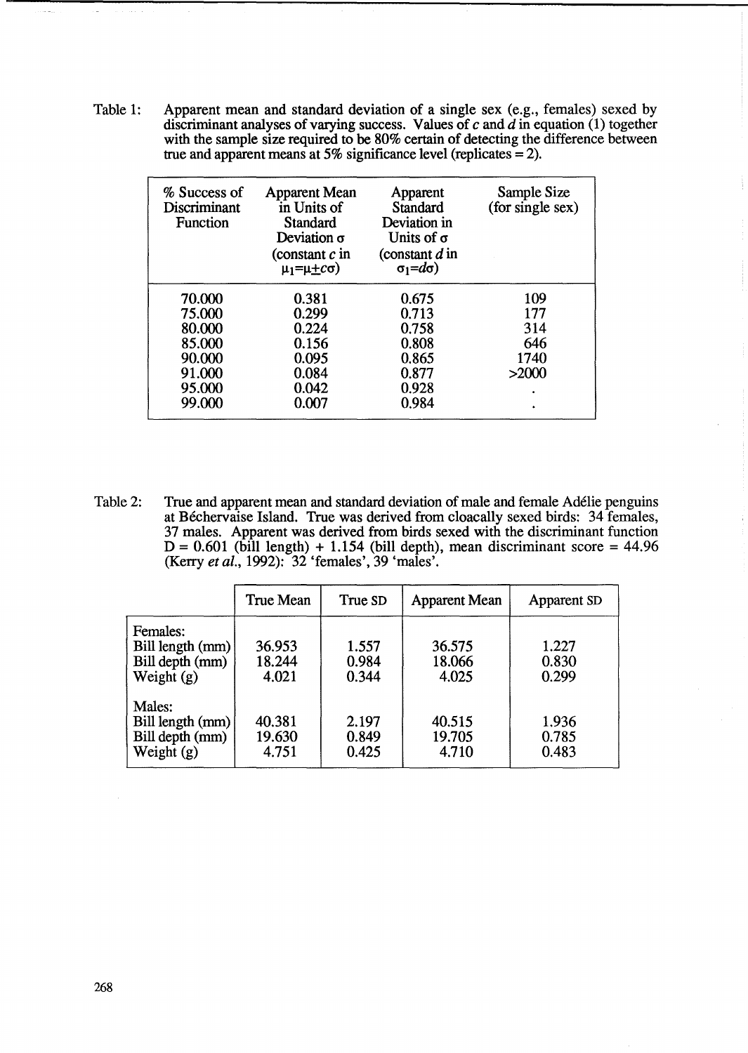Table 1: Apparent mean and standard deviation of a single sex (e.g., females) sexed by discriminant analyses of varying success. Values of $c$ and $d$ in equation (1) together with the sample size required to be 80% certain of detecting the difference between true and apparent means at 5% significance level (replicates = 2).

| % Success of Discriminant Function | Apparent Mean in Units of Standard Deviation $\sigma$ (constant $c$ in $\mu_1=\mu\pm c\sigma$) | Apparent Standard Deviation in Units of $\sigma$ (constant $d$ in $\sigma_1=d\sigma$) | Sample Size (for single sex) |
|---|---|---|---|
| 70.000 | 0.381 | 0.675 | 109 |
| 75.000 | 0.299 | 0.713 | 177 |
| 80.000 | 0.224 | 0.758 | 314 |
| 85.000 | 0.156 | 0.808 | 646 |
| 90.000 | 0.095 | 0.865 | 1740 |
| 91.000 | 0.084 | 0.877 | >2000 |
| 95.000 | 0.042 | 0.928 | . |
| 99.000 | 0.007 | 0.984 | . |

Table 2: True and apparent mean and standard deviation of male and female Adélie penguins at Béchervaise Island. True was derived from cloacally sexed birds: 34 females, 37 males. Apparent was derived from birds sexed with the discriminant function D = 0.601 (bill length) + 1.154 (bill depth), mean discriminant score = 44.96 (Kerry *et al.*, 1992): 32 'females', 39 'males'.

| | True Mean | True SD | Apparent Mean | Apparent SD |
|---|---|---|---|---|
| Females: | | | | |
| Bill length (mm) | 36.953 | 1.557 | 36.575 | 1.227 |
| Bill depth (mm) | 18.244 | 0.984 | 18.066 | 0.830 |
| Weight (g) | 4.021 | 0.344 | 4.025 | 0.299 |
| Males: | | | | |
| Bill length (mm) | 40.381 | 2.197 | 40.515 | 1.936 |
| Bill depth (mm) | 19.630 | 0.849 | 19.705 | 0.785 |
| Weight (g) | 4.751 | 0.425 | 4.710 | 0.483 |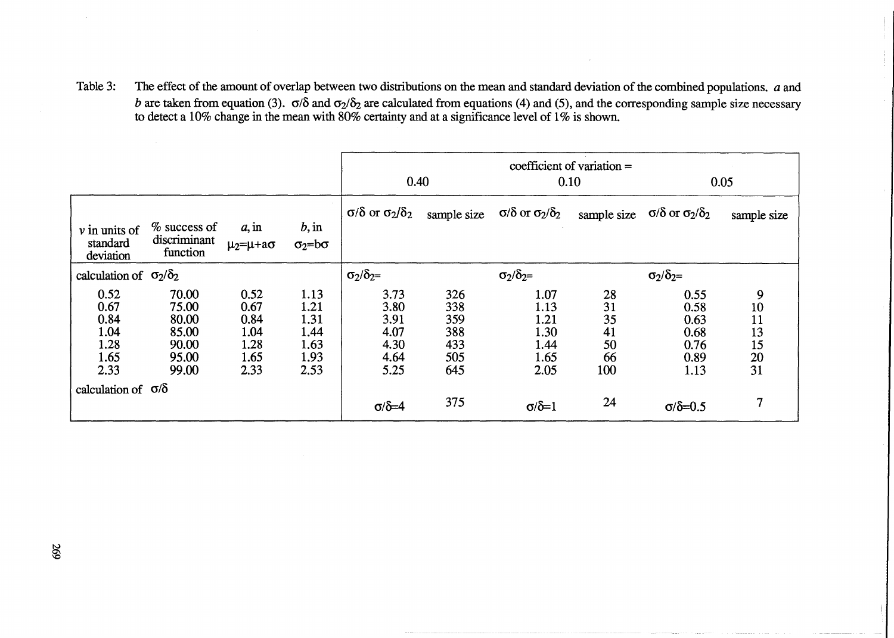Table 3: The effect of the amount of overlap between two distributions on the mean and standard deviation of the combined populations. $a$ and $b$ are taken from equation (3). $\sigma/\delta$ and $\sigma_2/\delta_2$ are calculated from equations (4) and (5), and the corresponding sample size necessary to detect a 10% change in the mean with 80% certainty and at a significance level of 1% is shown.

| | | | | coefficient of variation = 0.40 | | 0.10 | | 0.05 | |
|---|---|---|---|---|---|---|---|---|---|
| $v$ in units of standard deviation | % success of discriminant function | $a$, in $\mu_2=\mu+a\sigma$ | $b$, in $\sigma_2=b\sigma$ | $\sigma/\delta$ or $\sigma_2/\delta_2$ | sample size | $\sigma/\delta$ or $\sigma_2/\delta_2$ | sample size | $\sigma/\delta$ or $\sigma_2/\delta_2$ | sample size |
| calculation of $\sigma_2/\delta_2$ | | | | $\sigma_2/\delta_2$= | | $\sigma_2/\delta_2$= | | $\sigma_2/\delta_2$= | |
| 0.52 | 70.00 | 0.52 | 1.13 | 3.73 | 326 | 1.07 | 28 | 0.55 | 9 |
| 0.67 | 75.00 | 0.67 | 1.21 | 3.80 | 338 | 1.13 | 31 | 0.58 | 10 |
| 0.84 | 80.00 | 0.84 | 1.31 | 3.91 | 359 | 1.21 | 35 | 0.63 | 11 |
| 1.04 | 85.00 | 1.04 | 1.44 | 4.07 | 388 | 1.30 | 41 | 0.68 | 13 |
| 1.28 | 90.00 | 1.28 | 1.63 | 4.30 | 433 | 1.44 | 50 | 0.76 | 15 |
| 1.65 | 95.00 | 1.65 | 1.93 | 4.64 | 505 | 1.65 | 66 | 0.89 | 20 |
| 2.33 | 99.00 | 2.33 | 2.53 | 5.25 | 645 | 2.05 | 100 | 1.13 | 31 |
| calculation of $\sigma/\delta$ | | | | $\sigma/\delta$=4 | 375 | $\sigma/\delta$=1 | 24 | $\sigma/\delta$=0.5 | 7 |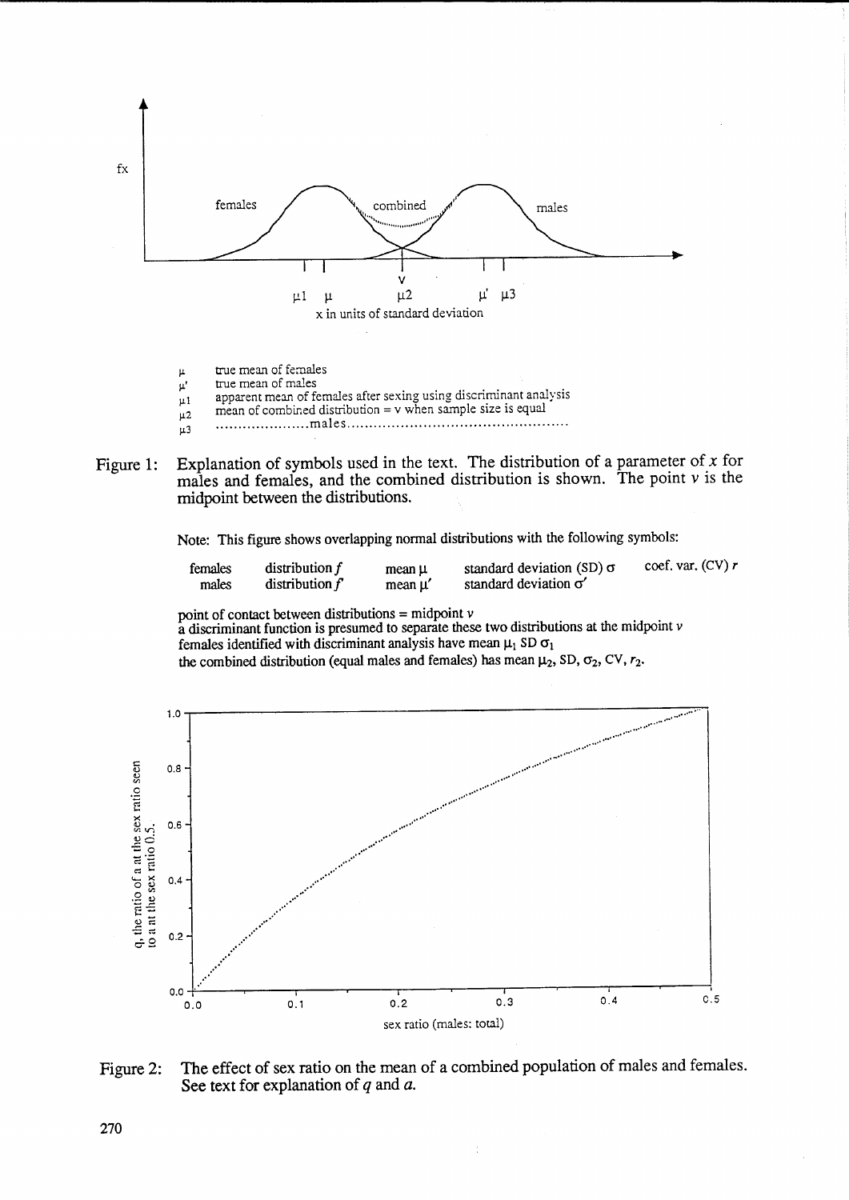fx

females combined males

$\mu 1$ $\mu$ $\mu 2$ $\mu'$ $\mu 3$

v

x in units of standard deviation

$\mu$ true mean of females
$\mu'$ true mean of males
$\mu 1$ apparent mean of females after sexing using discriminant analysis
$\mu 2$ mean of combined distribution = v when sample size is equal
$\mu 3$ ....................males................................................

Figure 1: Explanation of symbols used in the text. The distribution of a parameter of $x$ for males and females, and the combined distribution is shown. The point $v$ is the midpoint between the distributions.

Note: This figure shows overlapping normal distributions with the following symbols:

| | | | | |
|---|---|---|---|---|
| females | distribution $f$ | mean $\mu$ | standard deviation (SD) $\sigma$ | coef. var. (CV) $r$ |
| males | distribution $f'$ | mean $\mu'$ | standard deviation $\sigma'$ | |

point of contact between distributions = midpoint $v$
a discriminant function is presumed to separate these two distributions at the midpoint $v$
females identified with discriminant analysis have mean $\mu_1$ SD $\sigma_1$
the combined distribution (equal males and females) has mean $\mu_2$, SD, $\sigma_2$, CV, $r_2$.

q, the ratio of a at the sex ratio seen to a at the sex ratio 0.5.

sex ratio (males: total)

Figure 2: The effect of sex ratio on the mean of a combined population of males and females. See text for explanation of $q$ and $a$.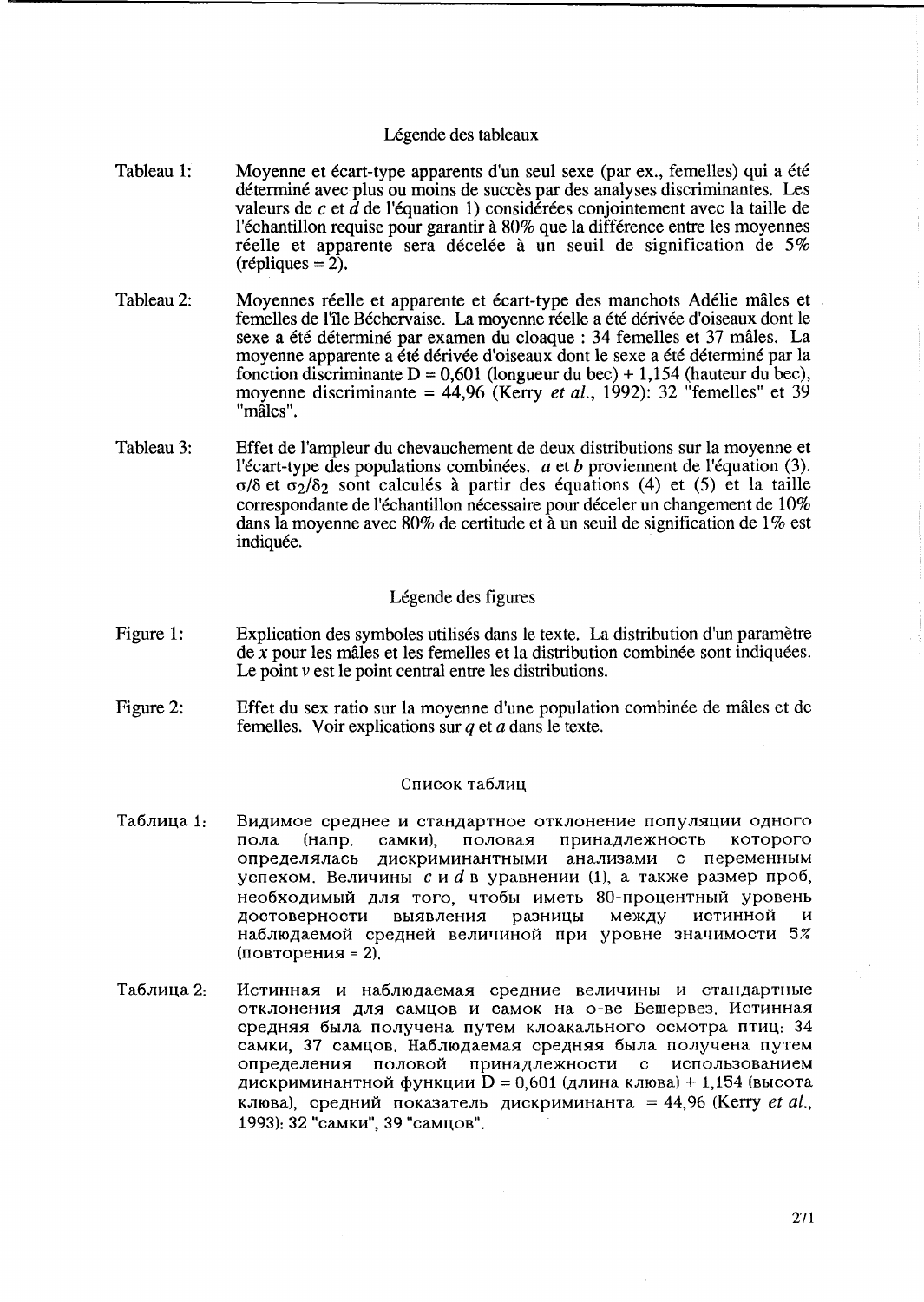## Légende des tableaux

Tableau 1: Moyenne et écart-type apparents d'un seul sexe (par ex., femelles) qui a été déterminé avec plus ou moins de succès par des analyses discriminantes. Les valeurs de $c$ et $d$ de l'équation 1) considérées conjointement avec la taille de l'échantillon requise pour garantir à 80% que la différence entre les moyennes réelle et apparente sera décelée à un seuil de signification de 5% (répliques = 2).

Tableau 2: Moyennes réelle et apparente et écart-type des manchots Adélie mâles et femelles de l'île Béchervaise. La moyenne réelle a été dérivée d'oiseaux dont le sexe a été déterminé par examen du cloaque : 34 femelles et 37 mâles. La moyenne apparente a été dérivée d'oiseaux dont le sexe a été déterminé par la fonction discriminante D = 0,601 (longueur du bec) + 1,154 (hauteur du bec), moyenne discriminante = 44,96 (Kerry *et al.*, 1992): 32 "femelles" et 39 "mâles".

Tableau 3: Effet de l'ampleur du chevauchement de deux distributions sur la moyenne et l'écart-type des populations combinées. $a$ et $b$ proviennent de l'équation (3). $\sigma/\delta$ et $\sigma_2/\delta_2$ sont calculés à partir des équations (4) et (5) et la taille correspondante de l'échantillon nécessaire pour déceler un changement de 10% dans la moyenne avec 80% de certitude et à un seuil de signification de 1% est indiquée.

## Légende des figures

Figure 1: Explication des symboles utilisés dans le texte. La distribution d'un paramètre de $x$ pour les mâles et les femelles et la distribution combinée sont indiquées. Le point $v$ est le point central entre les distributions.

Figure 2: Effet du sex ratio sur la moyenne d'une population combinée de mâles et de femelles. Voir explications sur $q$ et $a$ dans le texte.

## Список таблиц

Таблица 1: Видимое среднее и стандартное отклонение популяции одного пола (напр. самки), половая принадлежность которого определялась дискриминантными анализами с переменным успехом. Величины $c$ и $d$ в уравнении (1), а также размер проб, необходимый для того, чтобы иметь 80-процентный уровень достоверности выявления разницы между истинной и наблюдаемой средней величиной при уровне значимости 5% (повторения = 2).

Таблица 2: Истинная и наблюдаемая средние величины и стандартные отклонения для самцов и самок на о-ве Бешервез. Истинная средняя была получена путем клоакального осмотра птиц: 34 самки, 37 самцов. Наблюдаемая средняя была получена путем определения половой принадлежности с использованием дискриминантной функции D = 0,601 (длина клюва) + 1,154 (высота клюва), средний показатель дискриминанта = 44,96 (Kerry *et al.*, 1993): 32 "самки", 39 "самцов".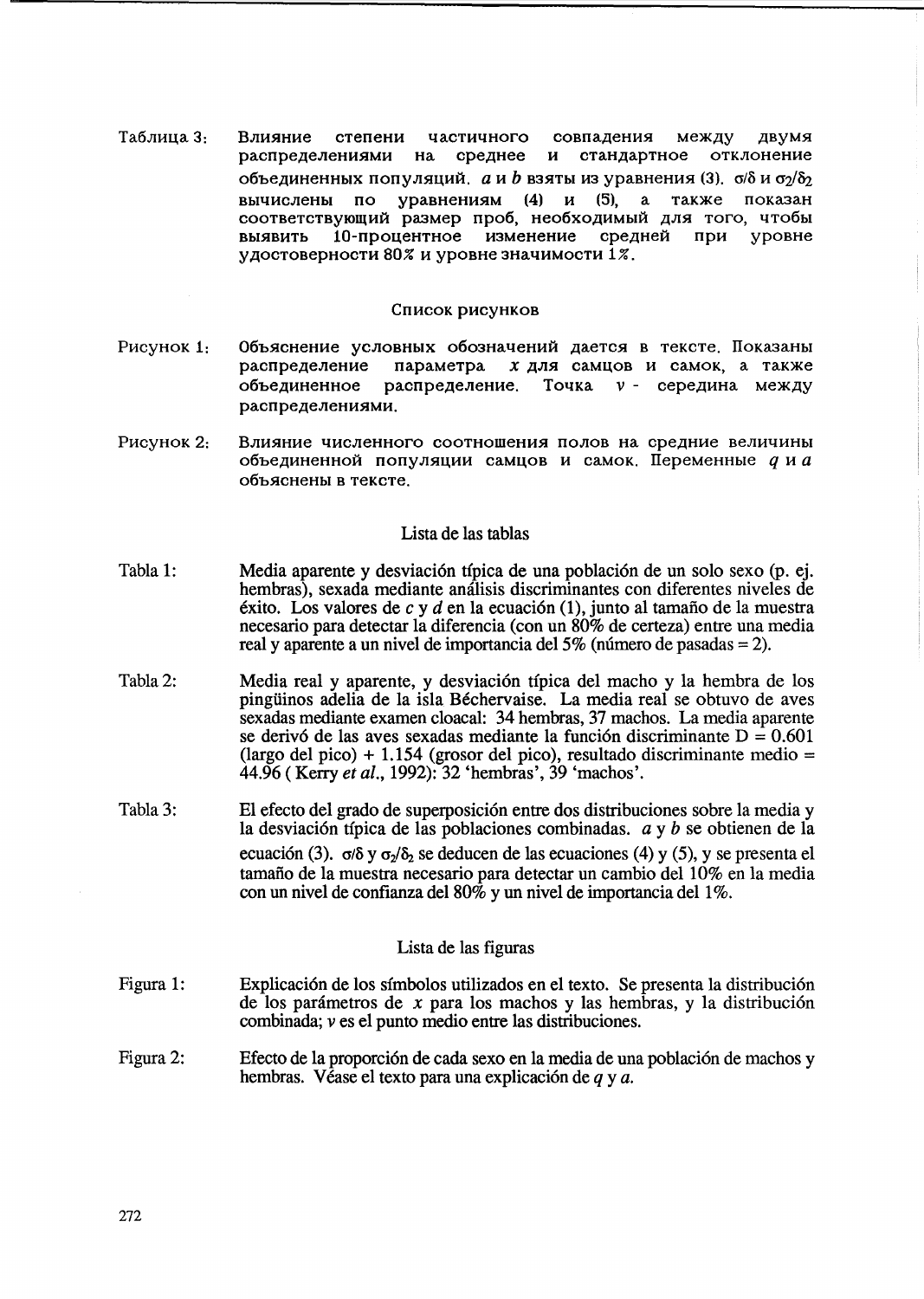Таблица 3: Влияние степени частичного совпадения между двумя распределениями на среднее и стандартное отклонение объединенных популяций. *a* и *b* взяты из уравнения (3). $\sigma/\delta$ и $\sigma_2/\delta_2$ вычислены по уравнениям (4) и (5), а также показан соответствующий размер проб, необходимый для того, чтобы выявить 10-процентное изменение средней при уровне удостоверности 80% и уровне значимости 1%.

## Список рисунков

Рисунок 1: Объяснение условных обозначений дается в тексте. Показаны распределение параметра *x* для самцов и самок, а также объединенное распределение. Точка *v* - середина между распределениями.

Рисунок 2: Влияние численного соотношения полов на средние величины объединенной популяции самцов и самок. Переменные *q* и *a* объяснены в тексте.

## Lista de las tablas

Tabla 1: Media aparente y desviación típica de una población de un solo sexo (p. ej. hembras), sexada mediante análisis discriminantes con diferentes niveles de éxito. Los valores de *c* y *d* en la ecuación (1), junto al tamaño de la muestra necesario para detectar la diferencia (con un 80% de certeza) entre una media real y aparente a un nivel de importancia del 5% (número de pasadas = 2).

Tabla 2: Media real y aparente, y desviación típica del macho y la hembra de los pingüinos adelia de la isla Béchervaise. La media real se obtuvo de aves sexadas mediante examen cloacal: 34 hembras, 37 machos. La media aparente se derivó de las aves sexadas mediante la función discriminante D = 0.601 (largo del pico) + 1.154 (grosor del pico), resultado discriminante medio = 44.96 ( Kerry *et al.*, 1992): 32 'hembras', 39 'machos'.

Tabla 3: El efecto del grado de superposición entre dos distribuciones sobre la media y la desviación típica de las poblaciones combinadas. *a* y *b* se obtienen de la ecuación (3). $\sigma/\delta$ y $\sigma_2/\delta_2$ se deducen de las ecuaciones (4) y (5), y se presenta el tamaño de la muestra necesario para detectar un cambio del 10% en la media con un nivel de confianza del 80% y un nivel de importancia del 1%.

## Lista de las figuras

Figura 1: Explicación de los símbolos utilizados en el texto. Se presenta la distribución de los parámetros de *x* para los machos y las hembras, y la distribución combinada; *v* es el punto medio entre las distribuciones.

Figura 2: Efecto de la proporción de cada sexo en la media de una población de machos y hembras. Véase el texto para una explicación de *q* y *a*.